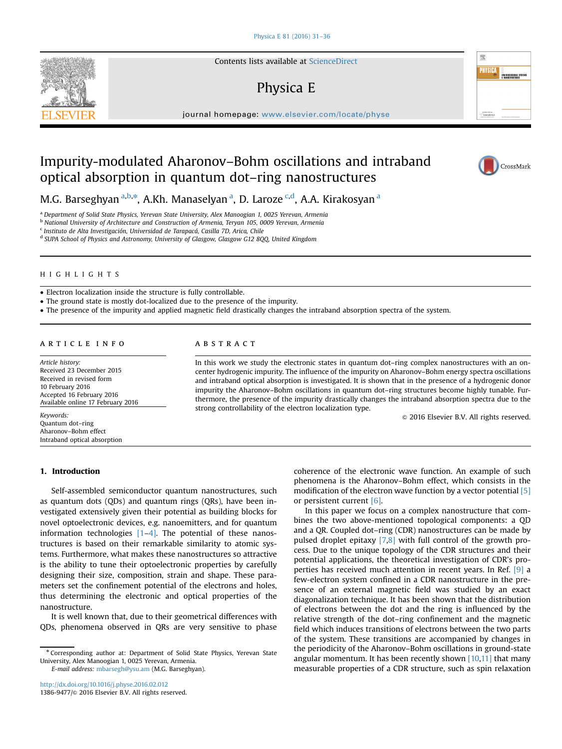# Impurity-modulated Aharonov–Bohm oscillations and intraband optical absorption in quantum dot–ring nanostructures

M.G. Barseghyan [a,b,*], A.Kh. Manaselyan [a], D. Laroze [c,d], A.A. Kirakosyan [a]

[a] Department of Solid State Physics, Yerevan State University, Alex Manoogian 1, 0025 Yerevan, Armenia
[b] National University of Architecture and Construction of Armenia, Teryan 105, 0009 Yerevan, Armenia
[c] Instituto de Alta Investigación, Universidad de Tarapacá, Casilla 7D, Arica, Chile
[d] SUPA School of Physics and Astronomy, University of Glasgow, Glasgow G12 8QQ, United Kingdom

## HIGHLIGHTS

- Electron localization inside the structure is fully controllable.
- The ground state is mostly dot-localized due to the presence of the impurity.
- The presence of the impurity and applied magnetic field drastically changes the intraband absorption spectra of the system.

## ARTICLE INFO

*Article history:*
Received 23 December 2015
Received in revised form 10 February 2016
Accepted 16 February 2016
Available online 17 February 2016

*Keywords:*
Quantum dot–ring
Aharonov–Bohm effect
Intraband optical absorption

## ABSTRACT

In this work we study the electronic states in quantum dot–ring complex nanostructures with an on-center hydrogenic impurity. The influence of the impurity on Aharonov–Bohm energy spectra oscillations and intraband optical absorption is investigated. It is shown that in the presence of a hydrogenic donor impurity the Aharonov–Bohm oscillations in quantum dot–ring structures become highly tunable. Furthermore, the presence of the impurity drastically changes the intraband absorption spectra due to the strong controllability of the electron localization type.

© 2016 Elsevier B.V. All rights reserved.

## 1. Introduction

Self-assembled semiconductor quantum nanostructures, such as quantum dots (QDs) and quantum rings (QRs), have been investigated extensively given their potential as building blocks for novel optoelectronic devices, e.g. nanoemitters, and for quantum information technologies [1–4]. The potential of these nanostructures is based on their remarkable similarity to atomic systems. Furthermore, what makes these nanostructures so attractive is the ability to tune their optoelectronic properties by carefully designing their size, composition, strain and shape. These parameters set the confinement potential of the electrons and holes, thus determining the electronic and optical properties of the nanostructure.

It is well known that, due to their geometrical differences with QDs, phenomena observed in QRs are very sensitive to phase coherence of the electronic wave function. An example of such phenomena is the Aharonov–Bohm effect, which consists in the modification of the electron wave function by a vector potential [5] or persistent current [6].

In this paper we focus on a complex nanostructure that combines the two above-mentioned topological components: a QD and a QR. Coupled dot–ring (CDR) nanostructures can be made by pulsed droplet epitaxy [7,8] with full control of the growth process. Due to the unique topology of the CDR structures and their potential applications, the theoretical investigation of CDR's properties has received much attention in recent years. In Ref. [9] a few-electron system confined in a CDR nanostructure in the presence of an external magnetic field was studied by an exact diagonalization technique. It has been shown that the distribution of electrons between the dot and the ring is influenced by the relative strength of the dot–ring confinement and the magnetic field which induces transitions of electrons between the two parts of the system. These transitions are accompanied by changes in the periodicity of the Aharonov–Bohm oscillations in ground-state angular momentum. It has been recently shown [10,11] that many measurable properties of a CDR structure, such as spin relaxation

---

* Corresponding author at: Department of Solid State Physics, Yerevan State University, Alex Manoogian 1, 0025 Yerevan, Armenia.
*E-mail address:* mbarsegh@ysu.am (M.G. Barseghyan).

http://dx.doi.org/10.1016/j.physe.2016.02.012
1386-9477/© 2016 Elsevier B.V. All rights reserved.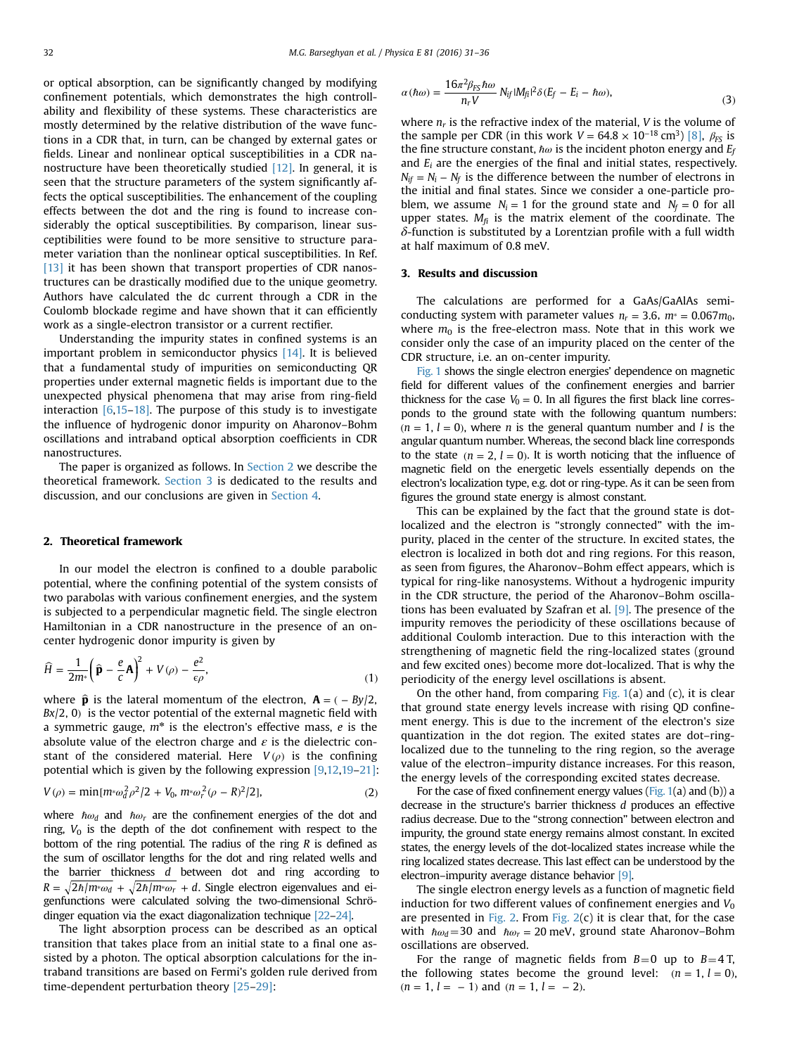or optical absorption, can be significantly changed by modifying confinement potentials, which demonstrates the high controllability and flexibility of these systems. These characteristics are mostly determined by the relative distribution of the wave functions in a CDR that, in turn, can be changed by external gates or fields. Linear and nonlinear optical susceptibilities in a CDR nanostructure have been theoretically studied [12]. In general, it is seen that the structure parameters of the system significantly affects the optical susceptibilities. The enhancement of the coupling effects between the dot and the ring is found to increase considerably the optical susceptibilities. By comparison, linear susceptibilities were found to be more sensitive to structure parameter variation than the nonlinear optical susceptibilities. In Ref. [13] it has been shown that transport properties of CDR nanostructures can be drastically modified due to the unique geometry. Authors have calculated the dc current through a CDR in the Coulomb blockade regime and have shown that it can efficiently work as a single-electron transistor or a current rectifier.

Understanding the impurity states in confined systems is an important problem in semiconductor physics [14]. It is believed that a fundamental study of impurities on semiconducting QR properties under external magnetic fields is important due to the unexpected physical phenomena that may arise from ring-field interaction [6,15–18]. The purpose of this study is to investigate the influence of hydrogenic donor impurity on Aharonov–Bohm oscillations and intraband optical absorption coefficients in CDR nanostructures.

The paper is organized as follows. In Section 2 we describe the theoretical framework. Section 3 is dedicated to the results and discussion, and our conclusions are given in Section 4.

## 2. Theoretical framework

In our model the electron is confined to a double parabolic potential, where the confining potential of the system consists of two parabolas with various confinement energies, and the system is subjected to a perpendicular magnetic field. The single electron Hamiltonian in a CDR nanostructure in the presence of an on-center hydrogenic donor impurity is given by

$$\widehat{H} = \frac{1}{2m^*}\left(\widehat{\mathbf{p}} - \frac{e}{c}\mathbf{A}\right)^2 + V(\rho) - \frac{e^2}{\epsilon\rho}, \tag{1}$$

where $\widehat{\mathbf{p}}$ is the lateral momentum of the electron, $\mathbf{A} = (-By/2, Bx/2, 0)$ is the vector potential of the external magnetic field with a symmetric gauge, $m^*$ is the electron's effective mass, $e$ is the absolute value of the electron charge and $\varepsilon$ is the dielectric constant of the considered material. Here $V(\rho)$ is the confining potential which is given by the following expression [9,12,19–21]:

$$V(\rho) = \min[m^*\omega_d^2\rho^2/2 + V_0,\ m^*\omega_r^2(\rho - R)^2/2], \tag{2}$$

where $\hbar\omega_d$ and $\hbar\omega_r$ are the confinement energies of the dot and ring, $V_0$ is the depth of the dot confinement with respect to the bottom of the ring potential. The radius of the ring $R$ is defined as the sum of oscillator lengths for the dot and ring related wells and the barrier thickness $d$ between dot and ring according to $R = \sqrt{2\hbar/m^*\omega_d} + \sqrt{2\hbar/m^*\omega_r} + d$. Single electron eigenvalues and eigenfunctions were calculated solving the two-dimensional Schrödinger equation via the exact diagonalization technique [22–24].

The light absorption process can be described as an optical transition that takes place from an initial state to a final one assisted by a photon. The optical absorption calculations for the intraband transitions are based on Fermi's golden rule derived from time-dependent perturbation theory [25–29]:

$$\alpha(\hbar\omega) = \frac{16\pi^2\beta_{FS}\hbar\omega}{n_r V}\, N_{if}|M_{fi}|^2\delta(E_f - E_i - \hbar\omega), \tag{3}$$

where $n_r$ is the refractive index of the material, $V$ is the volume of the sample per CDR (in this work $V = 64.8 \times 10^{-18}$ cm$^3$) [8], $\beta_{FS}$ is the fine structure constant, $\hbar\omega$ is the incident photon energy and $E_f$ and $E_i$ are the energies of the final and initial states, respectively. $N_{if} = N_i - N_f$ is the difference between the number of electrons in the initial and final states. Since we consider a one-particle problem, we assume $N_i = 1$ for the ground state and $N_f = 0$ for all upper states. $M_{fi}$ is the matrix element of the coordinate. The $\delta$-function is substituted by a Lorentzian profile with a full width at half maximum of 0.8 meV.

## 3. Results and discussion

The calculations are performed for a GaAs/GaAlAs semiconducting system with parameter values $n_r = 3.6$, $m^* = 0.067m_0$, where $m_0$ is the free-electron mass. Note that in this work we consider only the case of an impurity placed on the center of the CDR structure, i.e. an on-center impurity.

Fig. 1 shows the single electron energies' dependence on magnetic field for different values of the confinement energies and barrier thickness for the case $V_0 = 0$. In all figures the first black line corresponds to the ground state with the following quantum numbers: $(n = 1, l = 0)$, where $n$ is the general quantum number and $l$ is the angular quantum number. Whereas, the second black line corresponds to the state $(n = 2, l = 0)$. It is worth noticing that the influence of magnetic field on the energetic levels essentially depends on the electron's localization type, e.g. dot or ring-type. As it can be seen from figures the ground state energy is almost constant.

This can be explained by the fact that the ground state is dot-localized and the electron is "strongly connected" with the impurity, placed in the center of the structure. In excited states, the electron is localized in both dot and ring regions. For this reason, as seen from figures, the Aharonov–Bohm effect appears, which is typical for ring-like nanosystems. Without a hydrogenic impurity in the CDR structure, the period of the Aharonov–Bohm oscillations has been evaluated by Szafran et al. [9]. The presence of the impurity removes the periodicity of these oscillations because of additional Coulomb interaction. Due to this interaction with the strengthening of magnetic field the ring-localized states (ground and few excited ones) become more dot-localized. That is why the periodicity of the energy level oscillations is absent.

On the other hand, from comparing Fig. 1(a) and (c), it is clear that ground state energy levels increase with rising QD confinement energy. This is due to the increment of the electron's size quantization in the dot region. The exited states are dot–ring-localized due to the tunneling to the ring region, so the average value of the electron–impurity distance increases. For this reason, the energy levels of the corresponding excited states decrease.

For the case of fixed confinement energy values (Fig. 1(a) and (b)) a decrease in the structure's barrier thickness $d$ produces an effective radius decrease. Due to the "strong connection" between electron and impurity, the ground state energy remains almost constant. In excited states, the energy levels of the dot-localized states increase while the ring localized states decrease. This last effect can be understood by the electron–impurity average distance behavior [9].

The single electron energy levels as a function of magnetic field induction for two different values of confinement energies and $V_0$ are presented in Fig. 2. From Fig. 2(c) it is clear that, for the case with $\hbar\omega_d = 30$ and $\hbar\omega_r = 20$ meV, ground state Aharonov–Bohm oscillations are observed.

For the range of magnetic fields from $B = 0$ up to $B = 4$ T, the following states become the ground level: $(n = 1, l = 0)$, $(n = 1, l = -1)$ and $(n = 1, l = -2)$.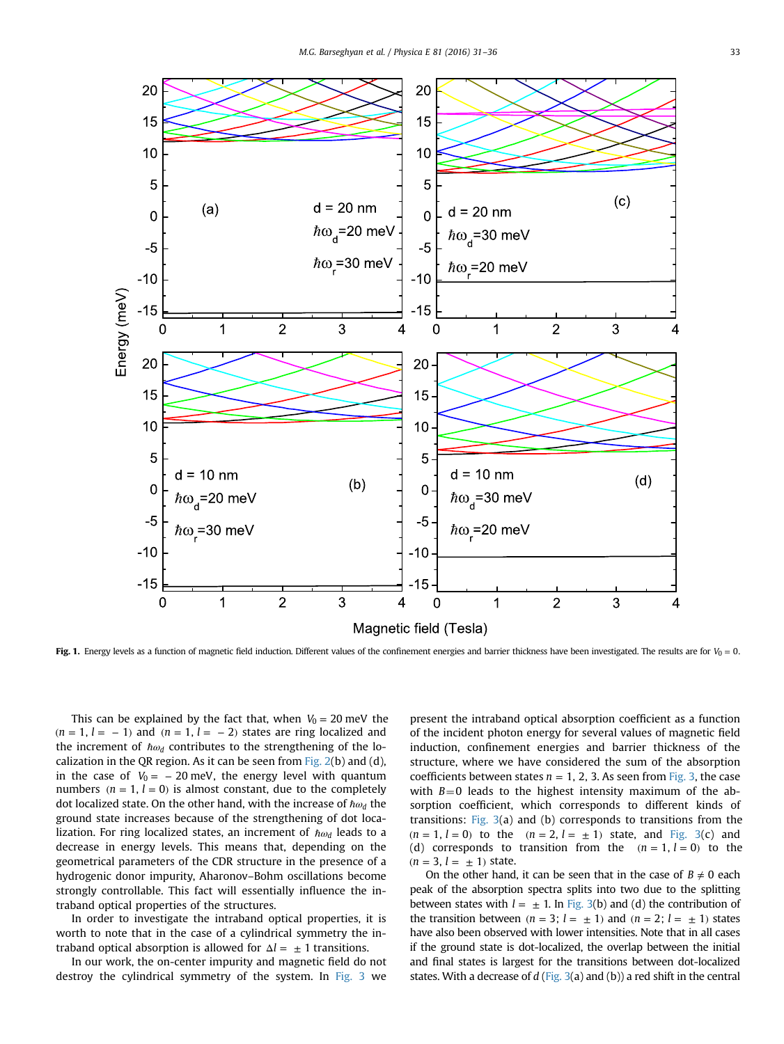Fig. 1. Energy levels as a function of magnetic field induction. Different values of the confinement energies and barrier thickness have been investigated. The results are for $V_0 = 0$.

This can be explained by the fact that, when $V_0 = 20$ meV the $(n = 1, l = -1)$ and $(n = 1, l = -2)$ states are ring localized and the increment of $\hbar\omega_d$ contributes to the strengthening of the localization in the QR region. As it can be seen from Fig. 2(b) and (d), in the case of $V_0 = -20$ meV, the energy level with quantum numbers $(n = 1, l = 0)$ is almost constant, due to the completely dot localized state. On the other hand, with the increase of $\hbar\omega_d$ the ground state increases because of the strengthening of dot localization. For ring localized states, an increment of $\hbar\omega_d$ leads to a decrease in energy levels. This means that, depending on the geometrical parameters of the CDR structure in the presence of a hydrogenic donor impurity, Aharonov–Bohm oscillations become strongly controllable. This fact will essentially influence the intraband optical properties of the structures.

In order to investigate the intraband optical properties, it is worth to note that in the case of a cylindrical symmetry the intraband optical absorption is allowed for $\Delta l = \pm 1$ transitions.

In our work, the on-center impurity and magnetic field do not destroy the cylindrical symmetry of the system. In Fig. 3 we present the intraband optical absorption coefficient as a function of the incident photon energy for several values of magnetic field induction, confinement energies and barrier thickness of the structure, where we have considered the sum of the absorption coefficients between states $n = 1, 2, 3$. As seen from Fig. 3, the case with $B = 0$ leads to the highest intensity maximum of the absorption coefficient, which corresponds to different kinds of transitions: Fig. 3(a) and (b) corresponds to transitions from the $(n = 1, l = 0)$ to the $(n = 2, l = \pm 1)$ state, and Fig. 3(c) and (d) corresponds to transition from the $(n = 1, l = 0)$ to the $(n = 3, l = \pm 1)$ state.

On the other hand, it can be seen that in the case of $B \neq 0$ each peak of the absorption spectra splits into two due to the splitting between states with $l = \pm 1$. In Fig. 3(b) and (d) the contribution of the transition between $(n = 3; l = \pm 1)$ and $(n = 2; l = \pm 1)$ states have also been observed with lower intensities. Note that in all cases if the ground state is dot-localized, the overlap between the initial and final states is largest for the transitions between dot-localized states. With a decrease of $d$ (Fig. 3(a) and (b)) a red shift in the central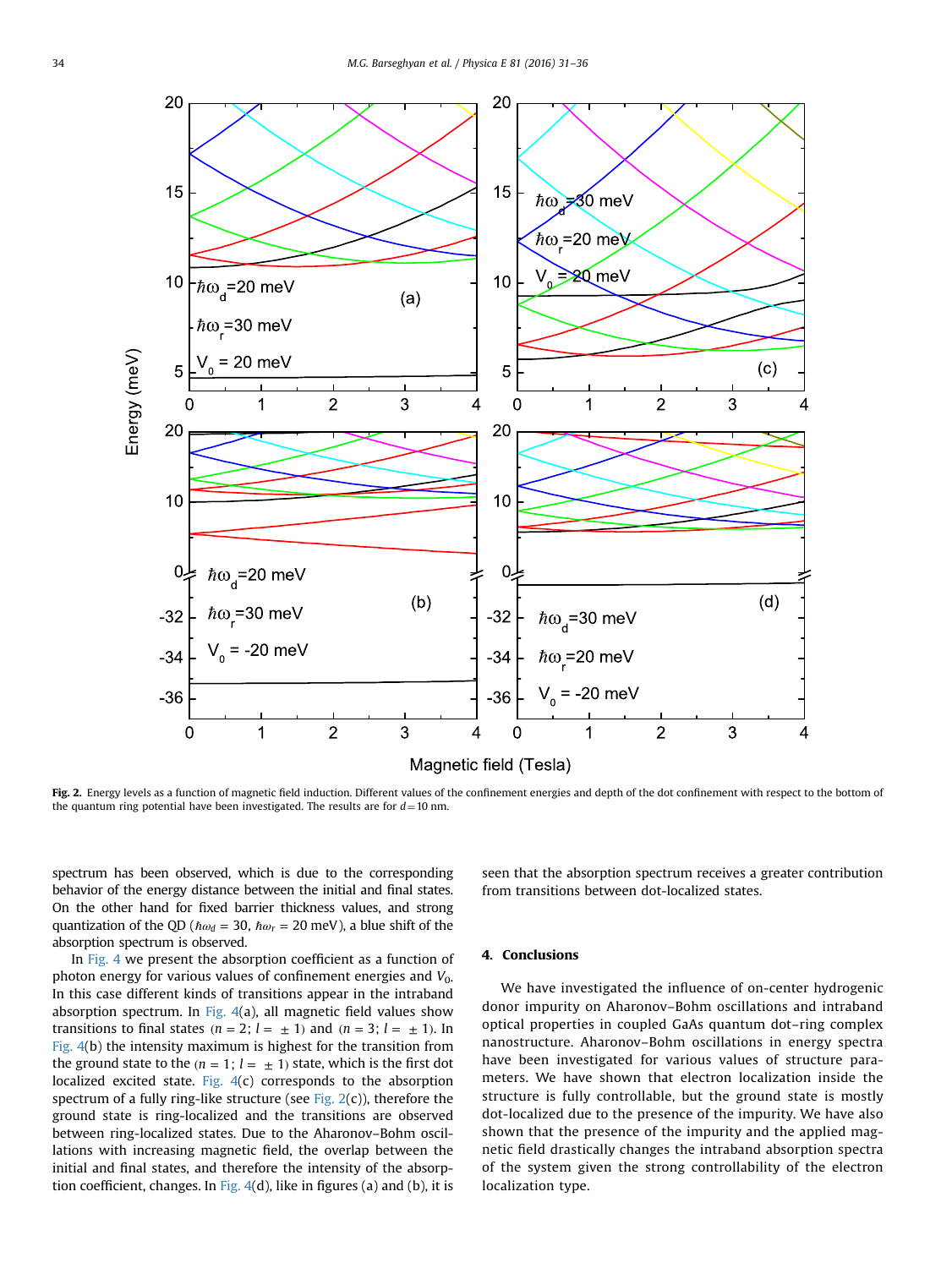**Fig. 2.** Energy levels as a function of magnetic field induction. Different values of the confinement energies and depth of the dot confinement with respect to the bottom of the quantum ring potential have been investigated. The results are for $d = 10$ nm.

spectrum has been observed, which is due to the corresponding behavior of the energy distance between the initial and final states. On the other hand for fixed barrier thickness values, and strong quantization of the QD ($\hbar\omega_d = 30$, $\hbar\omega_r = 20$ meV), a blue shift of the absorption spectrum is observed.

In Fig. 4 we present the absorption coefficient as a function of photon energy for various values of confinement energies and $V_0$. In this case different kinds of transitions appear in the intraband absorption spectrum. In Fig. 4(a), all magnetic field values show transitions to final states ($n = 2$; $l = \pm 1$) and ($n = 3$; $l = \pm 1$). In Fig. 4(b) the intensity maximum is highest for the transition from the ground state to the ($n = 1$; $l = \pm 1$) state, which is the first dot localized excited state. Fig. 4(c) corresponds to the absorption spectrum of a fully ring-like structure (see Fig. 2(c)), therefore the ground state is ring-localized and the transitions are observed between ring-localized states. Due to the Aharonov–Bohm oscillations with increasing magnetic field, the overlap between the initial and final states, and therefore the intensity of the absorption coefficient, changes. In Fig. 4(d), like in figures (a) and (b), it is seen that the absorption spectrum receives a greater contribution from transitions between dot-localized states.

## 4. Conclusions

We have investigated the influence of on-center hydrogenic donor impurity on Aharonov–Bohm oscillations and intraband optical properties in coupled GaAs quantum dot–ring complex nanostructure. Aharonov–Bohm oscillations in energy spectra have been investigated for various values of structure parameters. We have shown that electron localization inside the structure is fully controllable, but the ground state is mostly dot-localized due to the presence of the impurity. We have also shown that the presence of the impurity and the applied magnetic field drastically changes the intraband absorption spectra of the system given the strong controllability of the electron localization type.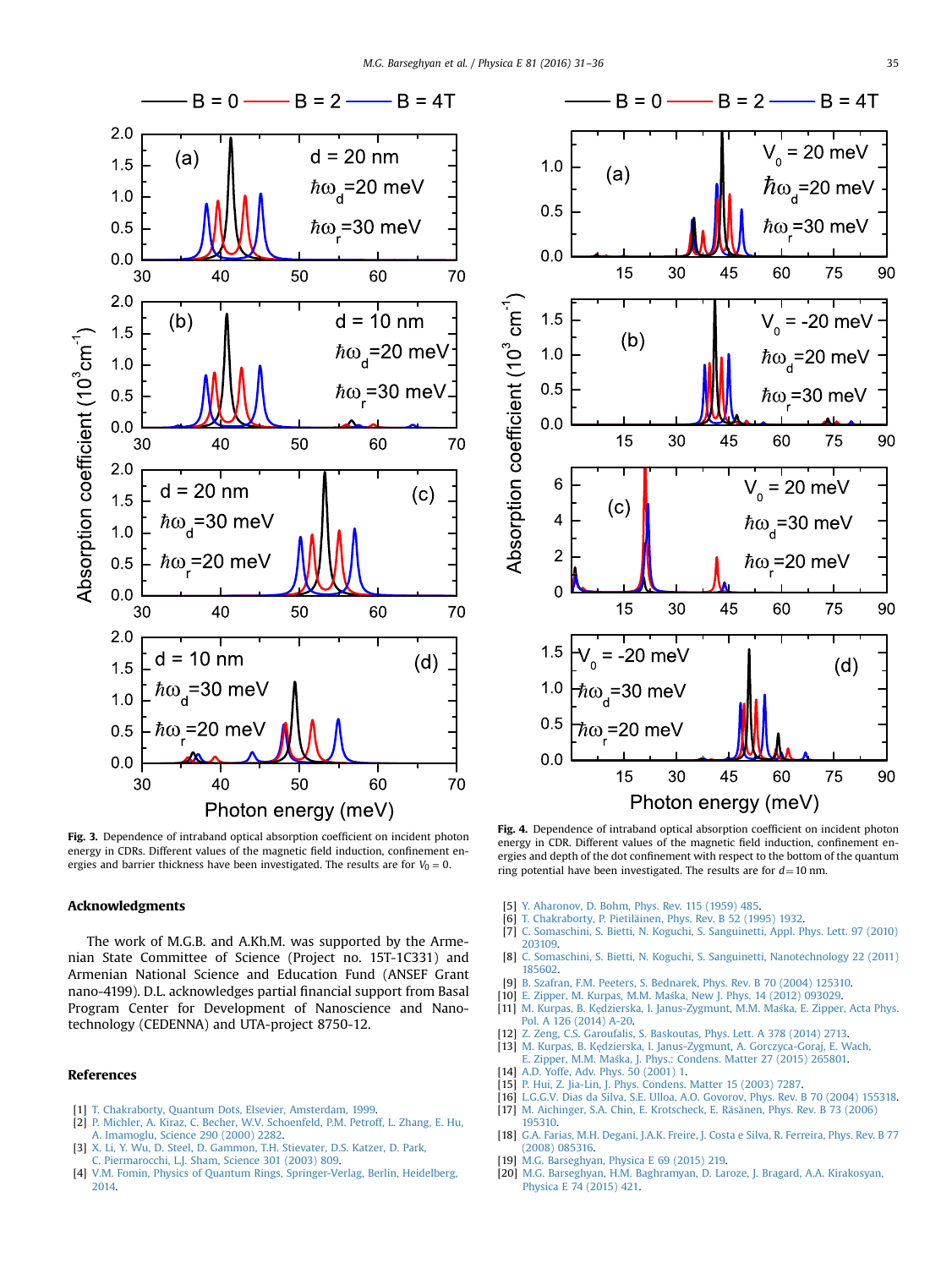**Fig. 3.** Dependence of intraband optical absorption coefficient on incident photon energy in CDRs. Different values of the magnetic field induction, confinement energies and barrier thickness have been investigated. The results are for $V_0 = 0$.

**Fig. 4.** Dependence of intraband optical absorption coefficient on incident photon energy in CDR. Different values of the magnetic field induction, confinement energies and depth of the dot confinement with respect to the bottom of the quantum ring potential have been investigated. The results are for $d = 10$ nm.

## Acknowledgments

The work of M.G.B. and A.Kh.M. was supported by the Armenian State Committee of Science (Project no. 15T-1C331) and Armenian National Science and Education Fund (ANSEF Grant nano-4199). D.L. acknowledges partial financial support from Basal Program Center for Development of Nanoscience and Nanotechnology (CEDENNA) and UTA-project 8750-12.

## References

[1] T. Chakraborty, Quantum Dots, Elsevier, Amsterdam, 1999.
[2] P. Michler, A. Kiraz, C. Becher, W.V. Schoenfeld, P.M. Petroff, L. Zhang, E. Hu, A. Imamoglu, Science 290 (2000) 2282.
[3] X. Li, Y. Wu, D. Steel, D. Gammon, T.H. Stievater, D.S. Katzer, D. Park, C. Piermarocchi, L.J. Sham, Science 301 (2003) 809.
[4] V.M. Fomin, Physics of Quantum Rings, Springer-Verlag, Berlin, Heidelberg, 2014.
[5] Y. Aharonov, D. Bohm, Phys. Rev. 115 (1959) 485.
[6] T. Chakraborty, P. Pietiläinen, Phys. Rev. B 52 (1995) 1932.
[7] C. Somaschini, S. Bietti, N. Koguchi, S. Sanguinetti, Appl. Phys. Lett. 97 (2010) 203109.
[8] C. Somaschini, S. Bietti, N. Koguchi, S. Sanguinetti, Nanotechnology 22 (2011) 185602.
[9] B. Szafran, F.M. Peeters, S. Bednarek, Phys. Rev. B 70 (2004) 125310.
[10] E. Zipper, M. Kurpas, M.M. Maśka, New J. Phys. 14 (2012) 093029.
[11] M. Kurpas, B. Kędzierska, I. Janus-Zygmunt, M.M. Maśka, E. Zipper, Acta Phys. Pol. A 126 (2014) A-20.
[12] Z. Zeng, C.S. Garoufalis, S. Baskoutas, Phys. Lett. A 378 (2014) 2713.
[13] M. Kurpas, B. Kędzierska, I. Janus-Zygmunt, A. Gorczyca-Goraj, E. Wach, E. Zipper, M.M. Maśka, J. Phys.: Condens. Matter 27 (2015) 265801.
[14] A.D. Yoffe, Adv. Phys. 50 (2001) 1.
[15] P. Hui, Z. Jia-Lin, J. Phys. Condens. Matter 15 (2003) 7287.
[16] L.G.G.V. Dias da Silva, S.E. Ulloa, A.O. Govorov, Phys. Rev. B 70 (2004) 155318.
[17] M. Aichinger, S.A. Chin, E. Krotscheck, E. Räsänen, Phys. Rev. B 73 (2006) 195310.
[18] G.A. Farias, M.H. Degani, J.A.K. Freire, J. Costa e Silva, R. Ferreira, Phys. Rev. B 77 (2008) 085316.
[19] M.G. Barseghyan, Physica E 69 (2015) 219.
[20] M.G. Barseghyan, H.M. Baghramyan, D. Laroze, J. Bragard, A.A. Kirakosyan, Physica E 74 (2015) 421.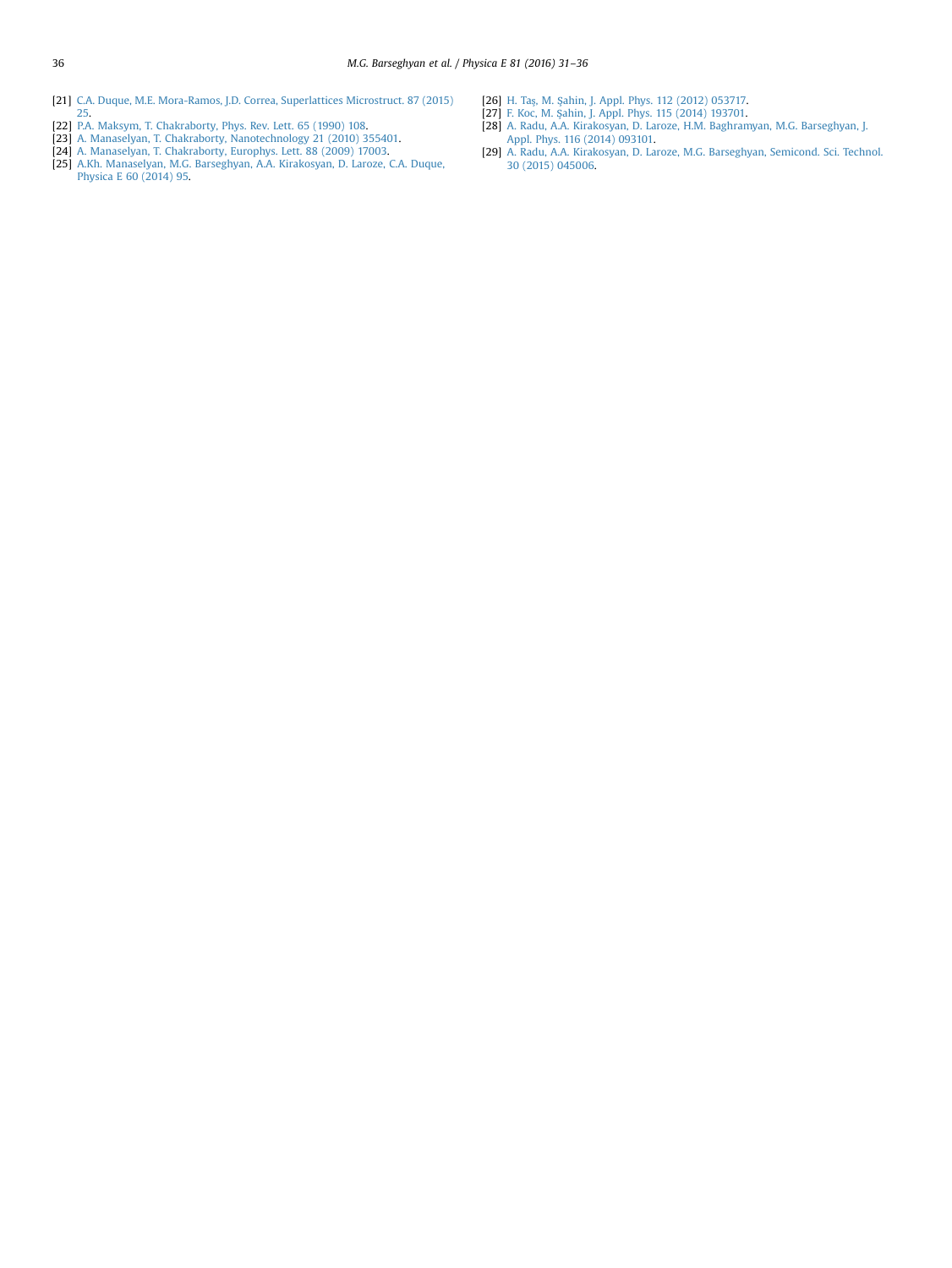[21] C.A. Duque, M.E. Mora-Ramos, J.D. Correa, Superlattices Microstruct. 87 (2015) 25.

[22] P.A. Maksym, T. Chakraborty, Phys. Rev. Lett. 65 (1990) 108.

[23] A. Manaselyan, T. Chakraborty, Nanotechnology 21 (2010) 355401.

[24] A. Manaselyan, T. Chakraborty, Europhys. Lett. 88 (2009) 17003.

[25] A.Kh. Manaselyan, M.G. Barseghyan, A.A. Kirakosyan, D. Laroze, C.A. Duque, Physica E 60 (2014) 95.

[26] H. Taş, M. Şahin, J. Appl. Phys. 112 (2012) 053717.

[27] F. Koc, M. Şahin, J. Appl. Phys. 115 (2014) 193701.

[28] A. Radu, A.A. Kirakosyan, D. Laroze, H.M. Baghramyan, M.G. Barseghyan, J. Appl. Phys. 116 (2014) 093101.

[29] A. Radu, A.A. Kirakosyan, D. Laroze, M.G. Barseghyan, Semicond. Sci. Technol. 30 (2015) 045006.